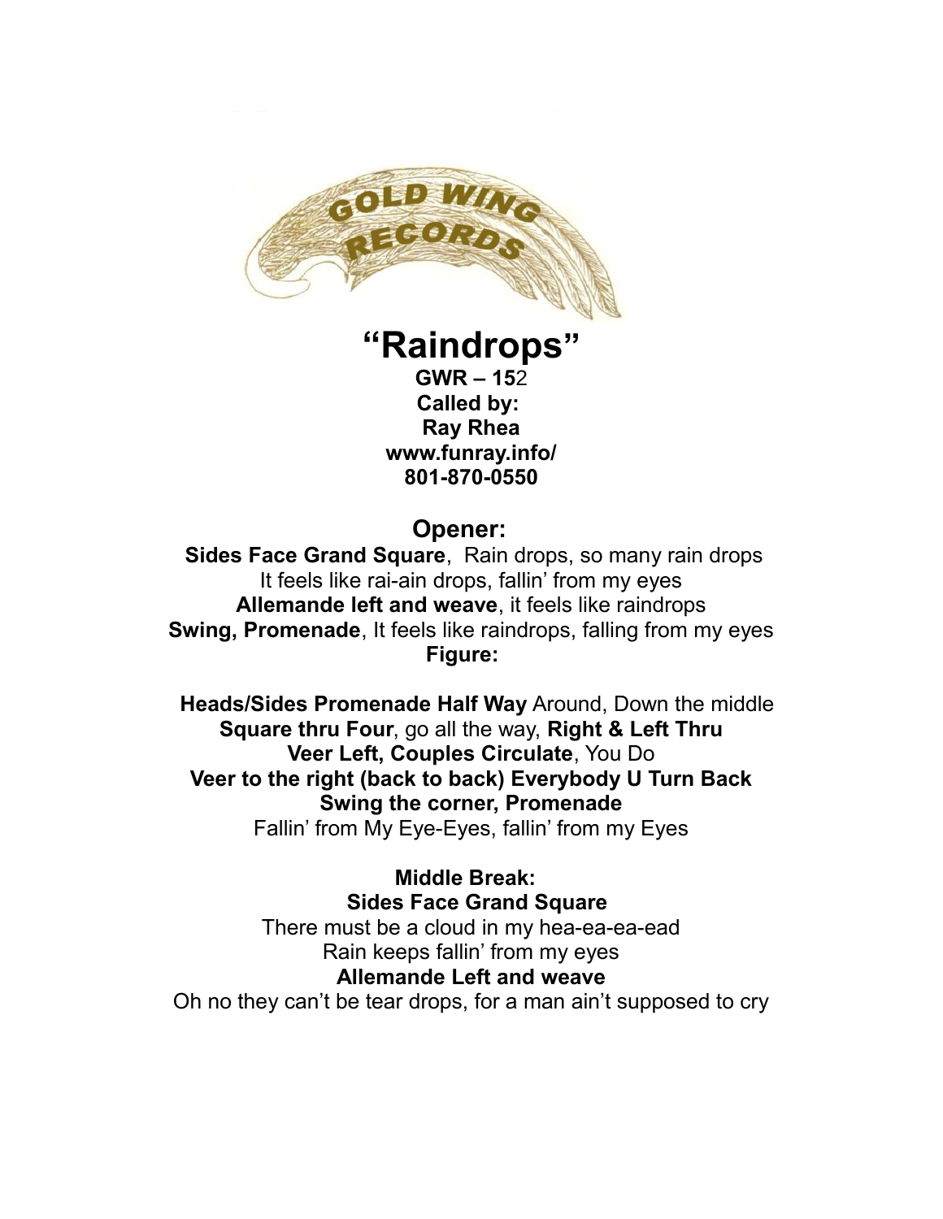GOLD WING RECORDS

# "Raindrops"

**GWR – 15**2
**Called by:**
**Ray Rhea**
**www.funray.info/**
**801-870-0550**

## Opener:

**Sides Face Grand Square**, Rain drops, so many rain drops
It feels like rai-ain drops, fallin' from my eyes
**Allemande left and weave**, it feels like raindrops
**Swing, Promenade**, It feels like raindrops, falling from my eyes

**Figure:**

**Heads/Sides Promenade Half Way** Around, Down the middle
**Square thru Four**, go all the way, **Right & Left Thru**
**Veer Left, Couples Circulate**, You Do
**Veer to the right (back to back) Everybody U Turn Back**
**Swing the corner, Promenade**
Fallin' from My Eye-Eyes, fallin' from my Eyes

**Middle Break:**
**Sides Face Grand Square**
There must be a cloud in my hea-ea-ea-ead
Rain keeps fallin' from my eyes
**Allemande Left and weave**
Oh no they can't be tear drops, for a man ain't supposed to cry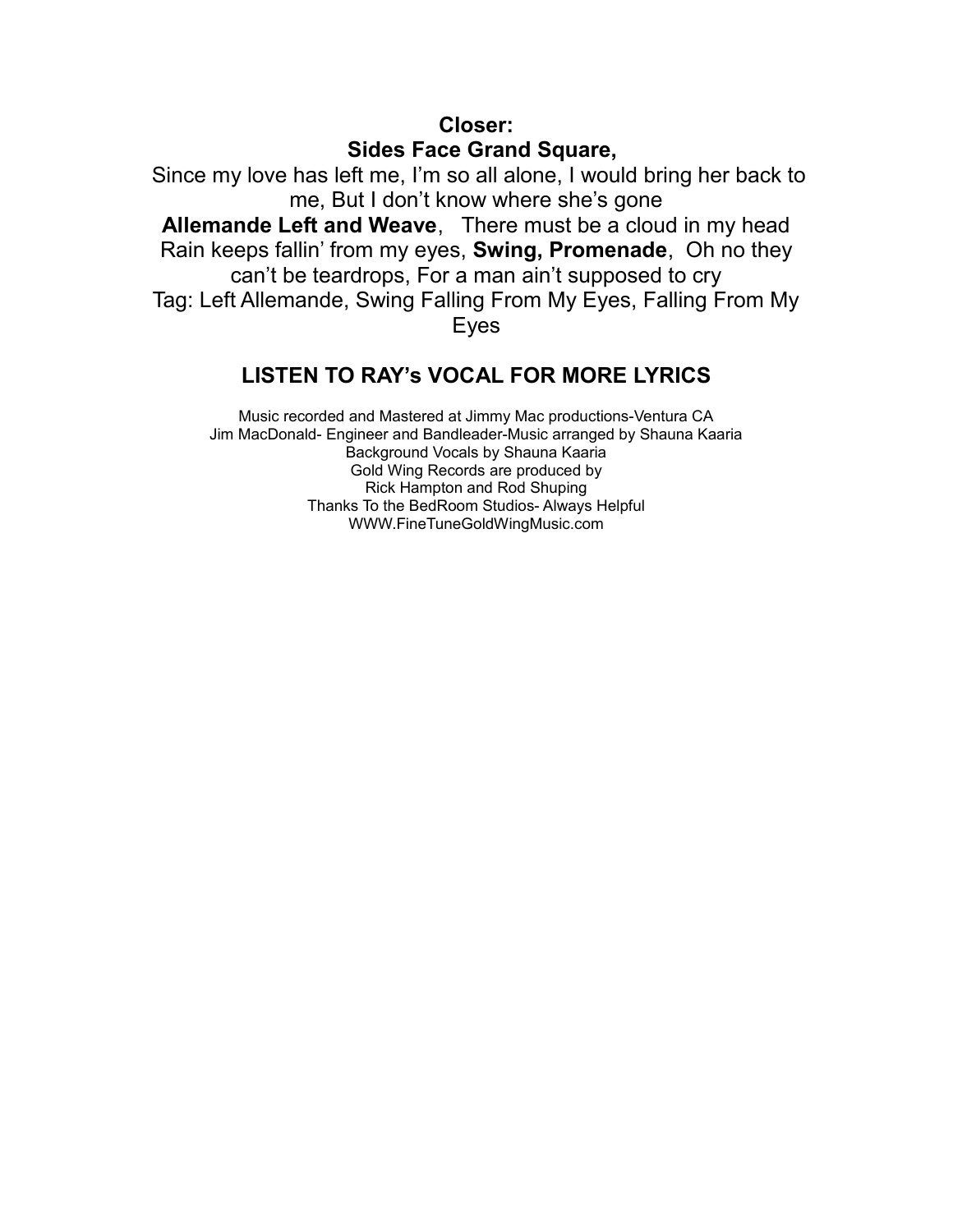**Closer:**
**Sides Face Grand Square,**

Since my love has left me, I'm so all alone, I would bring her back to me, But I don't know where she's gone
**Allemande Left and Weave**, There must be a cloud in my head Rain keeps fallin' from my eyes, **Swing, Promenade**, Oh no they can't be teardrops, For a man ain't supposed to cry
Tag: Left Allemande, Swing Falling From My Eyes, Falling From My Eyes

## LISTEN TO RAY's VOCAL FOR MORE LYRICS

Music recorded and Mastered at Jimmy Mac productions-Ventura CA
Jim MacDonald- Engineer and Bandleader-Music arranged by Shauna Kaaria
Background Vocals by Shauna Kaaria
Gold Wing Records are produced by
Rick Hampton and Rod Shuping
Thanks To the BedRoom Studios- Always Helpful
WWW.FineTuneGoldWingMusic.com